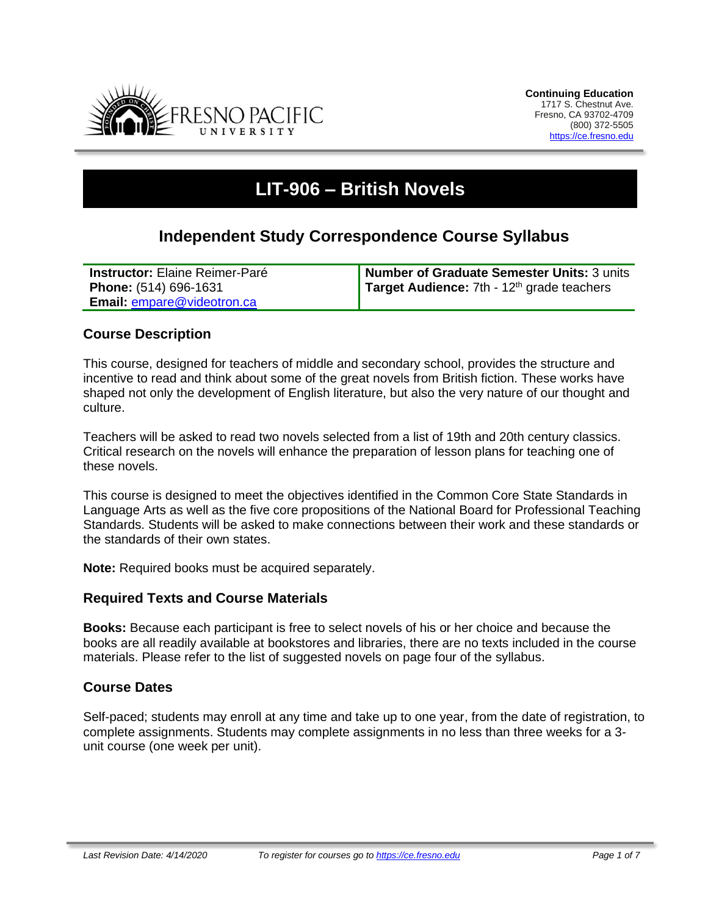Continuing Education
1717 S. Chestnut Ave.
Fresno, CA 93702-4709
(800) 372-5505
https://ce.fresno.edu

# LIT-906 – British Novels

## Independent Study Correspondence Course Syllabus

| **Instructor:** Elaine Reimer-Paré<br>**Phone:** (514) 696-1631<br>**Email:** empare@videotron.ca | **Number of Graduate Semester Units:** 3 units<br>**Target Audience:** 7th - 12th grade teachers |
|---|---|

### Course Description

This course, designed for teachers of middle and secondary school, provides the structure and incentive to read and think about some of the great novels from British fiction. These works have shaped not only the development of English literature, but also the very nature of our thought and culture.

Teachers will be asked to read two novels selected from a list of 19th and 20th century classics. Critical research on the novels will enhance the preparation of lesson plans for teaching one of these novels.

This course is designed to meet the objectives identified in the Common Core State Standards in Language Arts as well as the five core propositions of the National Board for Professional Teaching Standards. Students will be asked to make connections between their work and these standards or the standards of their own states.

**Note:** Required books must be acquired separately.

### Required Texts and Course Materials

**Books:** Because each participant is free to select novels of his or her choice and because the books are all readily available at bookstores and libraries, there are no texts included in the course materials. Please refer to the list of suggested novels on page four of the syllabus.

### Course Dates

Self-paced; students may enroll at any time and take up to one year, from the date of registration, to complete assignments. Students may complete assignments in no less than three weeks for a 3-unit course (one week per unit).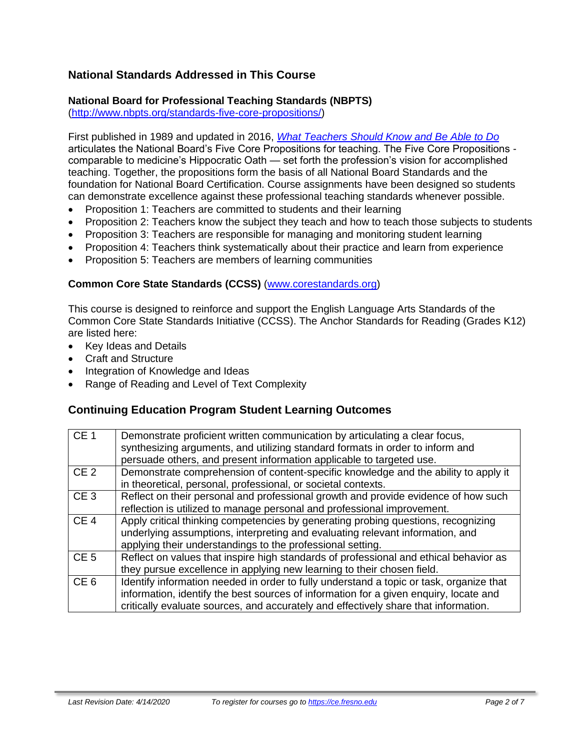## National Standards Addressed in This Course

### National Board for Professional Teaching Standards (NBPTS)

(http://www.nbpts.org/standards-five-core-propositions/)

First published in 1989 and updated in 2016, *What Teachers Should Know and Be Able to Do* articulates the National Board's Five Core Propositions for teaching. The Five Core Propositions - comparable to medicine's Hippocratic Oath — set forth the profession's vision for accomplished teaching. Together, the propositions form the basis of all National Board Standards and the foundation for National Board Certification. Course assignments have been designed so students can demonstrate excellence against these professional teaching standards whenever possible.

- Proposition 1: Teachers are committed to students and their learning
- Proposition 2: Teachers know the subject they teach and how to teach those subjects to students
- Proposition 3: Teachers are responsible for managing and monitoring student learning
- Proposition 4: Teachers think systematically about their practice and learn from experience
- Proposition 5: Teachers are members of learning communities

### Common Core State Standards (CCSS) (www.corestandards.org)

This course is designed to reinforce and support the English Language Arts Standards of the Common Core State Standards Initiative (CCSS). The Anchor Standards for Reading (Grades K12) are listed here:

- Key Ideas and Details
- Craft and Structure
- Integration of Knowledge and Ideas
- Range of Reading and Level of Text Complexity

## Continuing Education Program Student Learning Outcomes

| | |
|---|---|
| CE 1 | Demonstrate proficient written communication by articulating a clear focus, synthesizing arguments, and utilizing standard formats in order to inform and persuade others, and present information applicable to targeted use. |
| CE 2 | Demonstrate comprehension of content-specific knowledge and the ability to apply it in theoretical, personal, professional, or societal contexts. |
| CE 3 | Reflect on their personal and professional growth and provide evidence of how such reflection is utilized to manage personal and professional improvement. |
| CE 4 | Apply critical thinking competencies by generating probing questions, recognizing underlying assumptions, interpreting and evaluating relevant information, and applying their understandings to the professional setting. |
| CE 5 | Reflect on values that inspire high standards of professional and ethical behavior as they pursue excellence in applying new learning to their chosen field. |
| CE 6 | Identify information needed in order to fully understand a topic or task, organize that information, identify the best sources of information for a given enquiry, locate and critically evaluate sources, and accurately and effectively share that information. |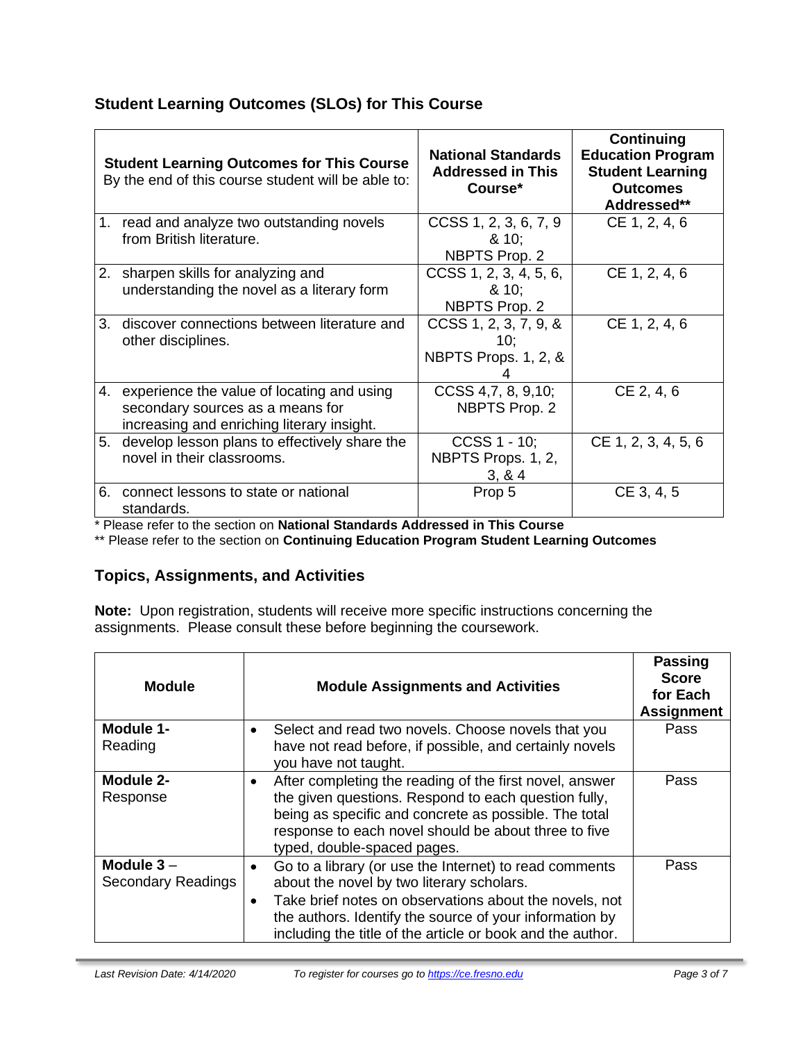## Student Learning Outcomes (SLOs) for This Course

| **Student Learning Outcomes for This Course** By the end of this course student will be able to: | **National Standards Addressed in This Course*** | **Continuing Education Program Student Learning Outcomes Addressed**** |
|---|---|---|
| 1. read and analyze two outstanding novels from British literature. | CCSS 1, 2, 3, 6, 7, 9 & 10; NBPTS Prop. 2 | CE 1, 2, 4, 6 |
| 2. sharpen skills for analyzing and understanding the novel as a literary form | CCSS 1, 2, 3, 4, 5, 6, & 10; NBPTS Prop. 2 | CE 1, 2, 4, 6 |
| 3. discover connections between literature and other disciplines. | CCSS 1, 2, 3, 7, 9, & 10; NBPTS Props. 1, 2, & 4 | CE 1, 2, 4, 6 |
| 4. experience the value of locating and using secondary sources as a means for increasing and enriching literary insight. | CCSS 4,7, 8, 9,10; NBPTS Prop. 2 | CE 2, 4, 6 |
| 5. develop lesson plans to effectively share the novel in their classrooms. | CCSS 1 - 10; NBPTS Props. 1, 2, 3, & 4 | CE 1, 2, 3, 4, 5, 6 |
| 6. connect lessons to state or national standards. | Prop 5 | CE 3, 4, 5 |

* Please refer to the section on **National Standards Addressed in This Course**

** Please refer to the section on **Continuing Education Program Student Learning Outcomes**

## Topics, Assignments, and Activities

**Note:** Upon registration, students will receive more specific instructions concerning the assignments. Please consult these before beginning the coursework.

| **Module** | **Module Assignments and Activities** | **Passing Score for Each Assignment** |
|---|---|---|
| **Module 1-** Reading | • Select and read two novels. Choose novels that you have not read before, if possible, and certainly novels you have not taught. | Pass |
| **Module 2-** Response | • After completing the reading of the first novel, answer the given questions. Respond to each question fully, being as specific and concrete as possible. The total response to each novel should be about three to five typed, double-spaced pages. | Pass |
| **Module 3** – Secondary Readings | • Go to a library (or use the Internet) to read comments about the novel by two literary scholars.<br>• Take brief notes on observations about the novels, not the authors. Identify the source of your information by including the title of the article or book and the author. | Pass |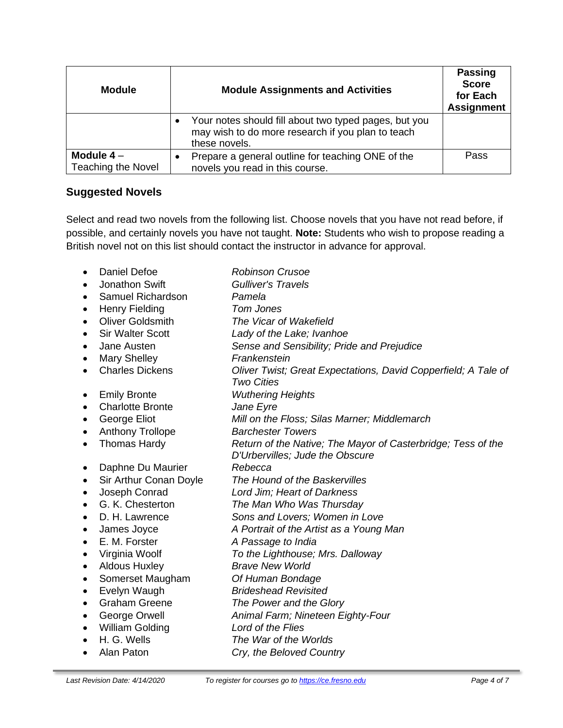| Module | Module Assignments and Activities | Passing Score for Each Assignment |
|---|---|---|
| | • Your notes should fill about two typed pages, but you may wish to do more research if you plan to teach these novels. | |
| **Module 4** – Teaching the Novel | • Prepare a general outline for teaching ONE of the novels you read in this course. | Pass |

### Suggested Novels

Select and read two novels from the following list. Choose novels that you have not read before, if possible, and certainly novels you have not taught. **Note:** Students who wish to propose reading a British novel not on this list should contact the instructor in advance for approval.

- Daniel Defoe — *Robinson Crusoe*
- Jonathon Swift — *Gulliver's Travels*
- Samuel Richardson — *Pamela*
- Henry Fielding — *Tom Jones*
- Oliver Goldsmith — *The Vicar of Wakefield*
- Sir Walter Scott — *Lady of the Lake; Ivanhoe*
- Jane Austen — *Sense and Sensibility; Pride and Prejudice*
- Mary Shelley — *Frankenstein*
- Charles Dickens — *Oliver Twist; Great Expectations, David Copperfield; A Tale of Two Cities*
- Emily Bronte — *Wuthering Heights*
- Charlotte Bronte — *Jane Eyre*
- George Eliot — *Mill on the Floss; Silas Marner; Middlemarch*
- Anthony Trollope — *Barchester Towers*
- Thomas Hardy — *Return of the Native; The Mayor of Casterbridge; Tess of the D'Urbervilles; Jude the Obscure*
- Daphne Du Maurier — *Rebecca*
- Sir Arthur Conan Doyle — *The Hound of the Baskervilles*
- Joseph Conrad — *Lord Jim; Heart of Darkness*
- G. K. Chesterton — *The Man Who Was Thursday*
- D. H. Lawrence — *Sons and Lovers; Women in Love*
- James Joyce — *A Portrait of the Artist as a Young Man*
- E. M. Forster — *A Passage to India*
- Virginia Woolf — *To the Lighthouse; Mrs. Dalloway*
- Aldous Huxley — *Brave New World*
- Somerset Maugham — *Of Human Bondage*
- Evelyn Waugh — *Brideshead Revisited*
- Graham Greene — *The Power and the Glory*
- George Orwell — *Animal Farm; Nineteen Eighty-Four*
- William Golding — *Lord of the Flies*
- H. G. Wells — *The War of the Worlds*
- Alan Paton — *Cry, the Beloved Country*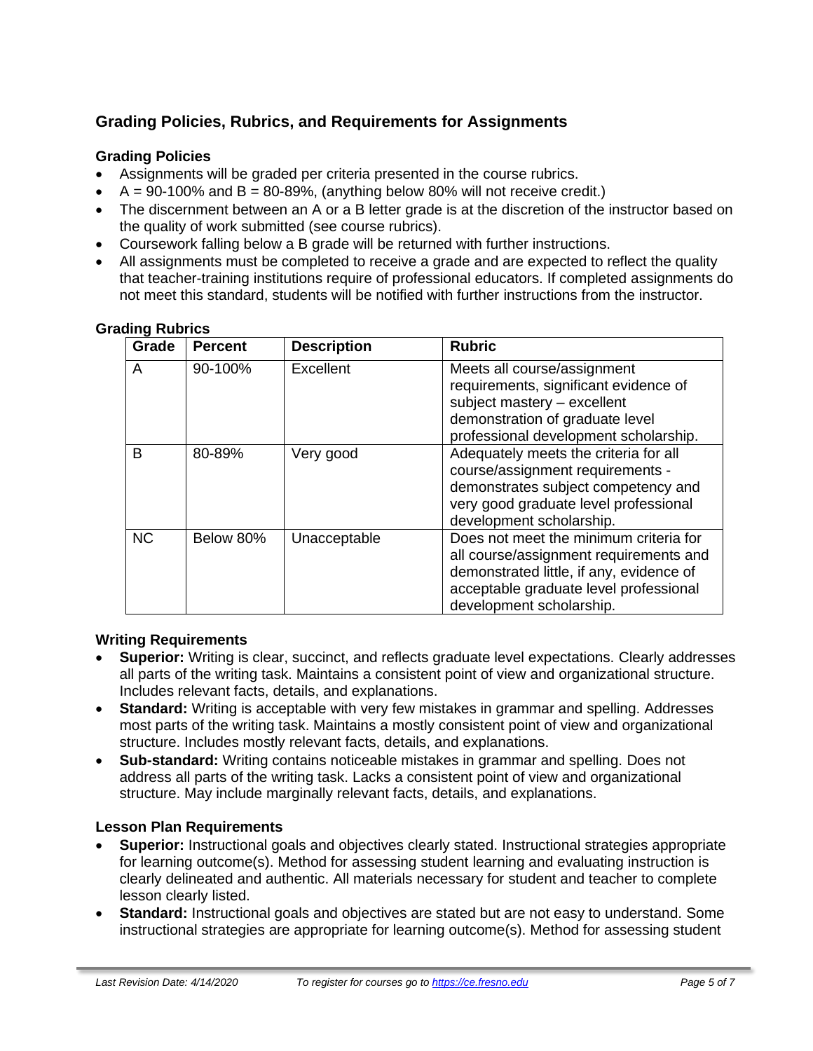## Grading Policies, Rubrics, and Requirements for Assignments

### Grading Policies

- Assignments will be graded per criteria presented in the course rubrics.
- A = 90-100% and B = 80-89%, (anything below 80% will not receive credit.)
- The discernment between an A or a B letter grade is at the discretion of the instructor based on the quality of work submitted (see course rubrics).
- Coursework falling below a B grade will be returned with further instructions.
- All assignments must be completed to receive a grade and are expected to reflect the quality that teacher-training institutions require of professional educators. If completed assignments do not meet this standard, students will be notified with further instructions from the instructor.

### Grading Rubrics

| Grade | Percent | Description | Rubric |
|---|---|---|---|
| A | 90-100% | Excellent | Meets all course/assignment requirements, significant evidence of subject mastery – excellent demonstration of graduate level professional development scholarship. |
| B | 80-89% | Very good | Adequately meets the criteria for all course/assignment requirements - demonstrates subject competency and very good graduate level professional development scholarship. |
| NC | Below 80% | Unacceptable | Does not meet the minimum criteria for all course/assignment requirements and demonstrated little, if any, evidence of acceptable graduate level professional development scholarship. |

### Writing Requirements

- **Superior:** Writing is clear, succinct, and reflects graduate level expectations. Clearly addresses all parts of the writing task. Maintains a consistent point of view and organizational structure. Includes relevant facts, details, and explanations.
- **Standard:** Writing is acceptable with very few mistakes in grammar and spelling. Addresses most parts of the writing task. Maintains a mostly consistent point of view and organizational structure. Includes mostly relevant facts, details, and explanations.
- **Sub-standard:** Writing contains noticeable mistakes in grammar and spelling. Does not address all parts of the writing task. Lacks a consistent point of view and organizational structure. May include marginally relevant facts, details, and explanations.

### Lesson Plan Requirements

- **Superior:** Instructional goals and objectives clearly stated. Instructional strategies appropriate for learning outcome(s). Method for assessing student learning and evaluating instruction is clearly delineated and authentic. All materials necessary for student and teacher to complete lesson clearly listed.
- **Standard:** Instructional goals and objectives are stated but are not easy to understand. Some instructional strategies are appropriate for learning outcome(s). Method for assessing student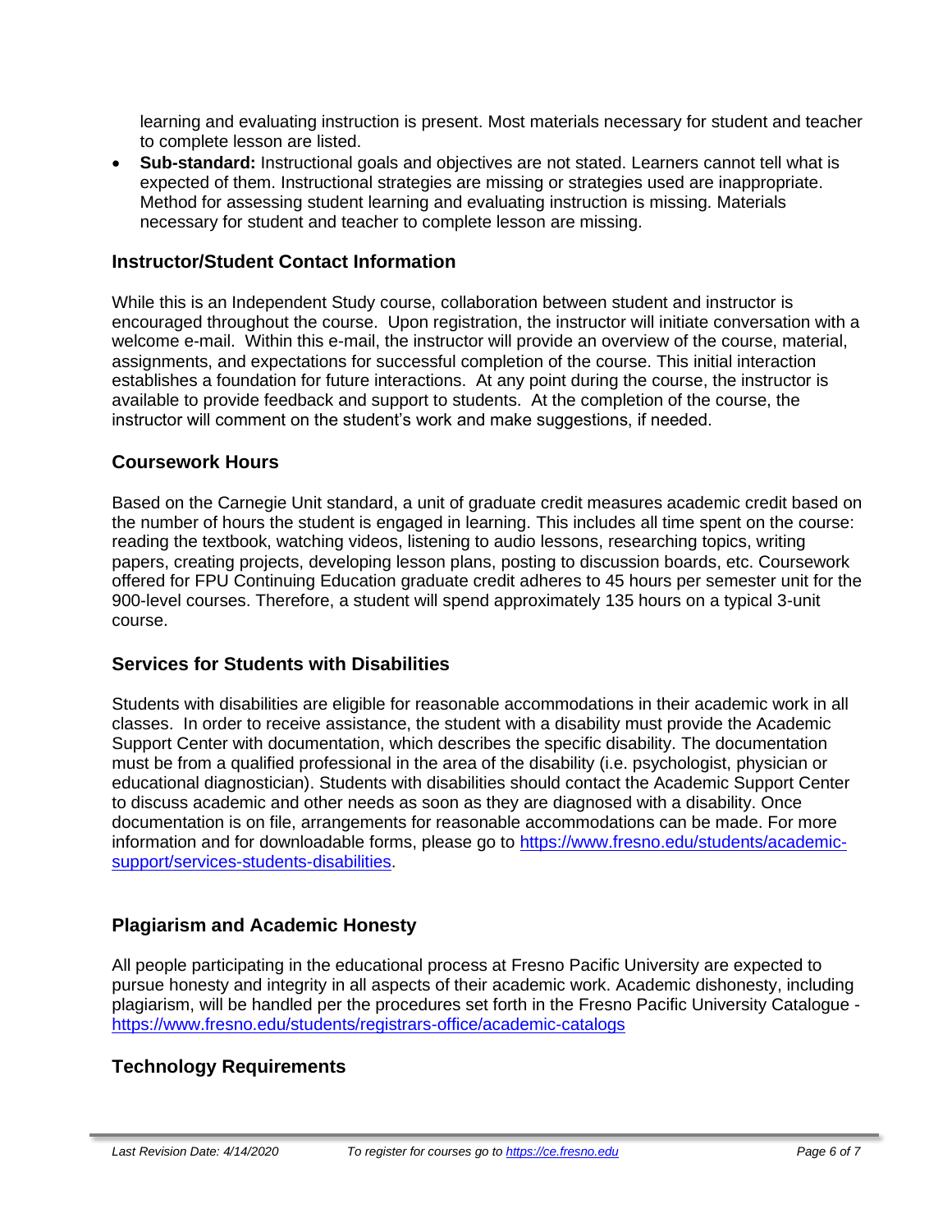learning and evaluating instruction is present. Most materials necessary for student and teacher to complete lesson are listed.

- **Sub-standard:** Instructional goals and objectives are not stated. Learners cannot tell what is expected of them. Instructional strategies are missing or strategies used are inappropriate. Method for assessing student learning and evaluating instruction is missing. Materials necessary for student and teacher to complete lesson are missing.

## Instructor/Student Contact Information

While this is an Independent Study course, collaboration between student and instructor is encouraged throughout the course. Upon registration, the instructor will initiate conversation with a welcome e-mail. Within this e-mail, the instructor will provide an overview of the course, material, assignments, and expectations for successful completion of the course. This initial interaction establishes a foundation for future interactions. At any point during the course, the instructor is available to provide feedback and support to students. At the completion of the course, the instructor will comment on the student's work and make suggestions, if needed.

## Coursework Hours

Based on the Carnegie Unit standard, a unit of graduate credit measures academic credit based on the number of hours the student is engaged in learning. This includes all time spent on the course: reading the textbook, watching videos, listening to audio lessons, researching topics, writing papers, creating projects, developing lesson plans, posting to discussion boards, etc. Coursework offered for FPU Continuing Education graduate credit adheres to 45 hours per semester unit for the 900-level courses. Therefore, a student will spend approximately 135 hours on a typical 3-unit course.

## Services for Students with Disabilities

Students with disabilities are eligible for reasonable accommodations in their academic work in all classes. In order to receive assistance, the student with a disability must provide the Academic Support Center with documentation, which describes the specific disability. The documentation must be from a qualified professional in the area of the disability (i.e. psychologist, physician or educational diagnostician). Students with disabilities should contact the Academic Support Center to discuss academic and other needs as soon as they are diagnosed with a disability. Once documentation is on file, arrangements for reasonable accommodations can be made. For more information and for downloadable forms, please go to https://www.fresno.edu/students/academic-support/services-students-disabilities.

## Plagiarism and Academic Honesty

All people participating in the educational process at Fresno Pacific University are expected to pursue honesty and integrity in all aspects of their academic work. Academic dishonesty, including plagiarism, will be handled per the procedures set forth in the Fresno Pacific University Catalogue - https://www.fresno.edu/students/registrars-office/academic-catalogs

## Technology Requirements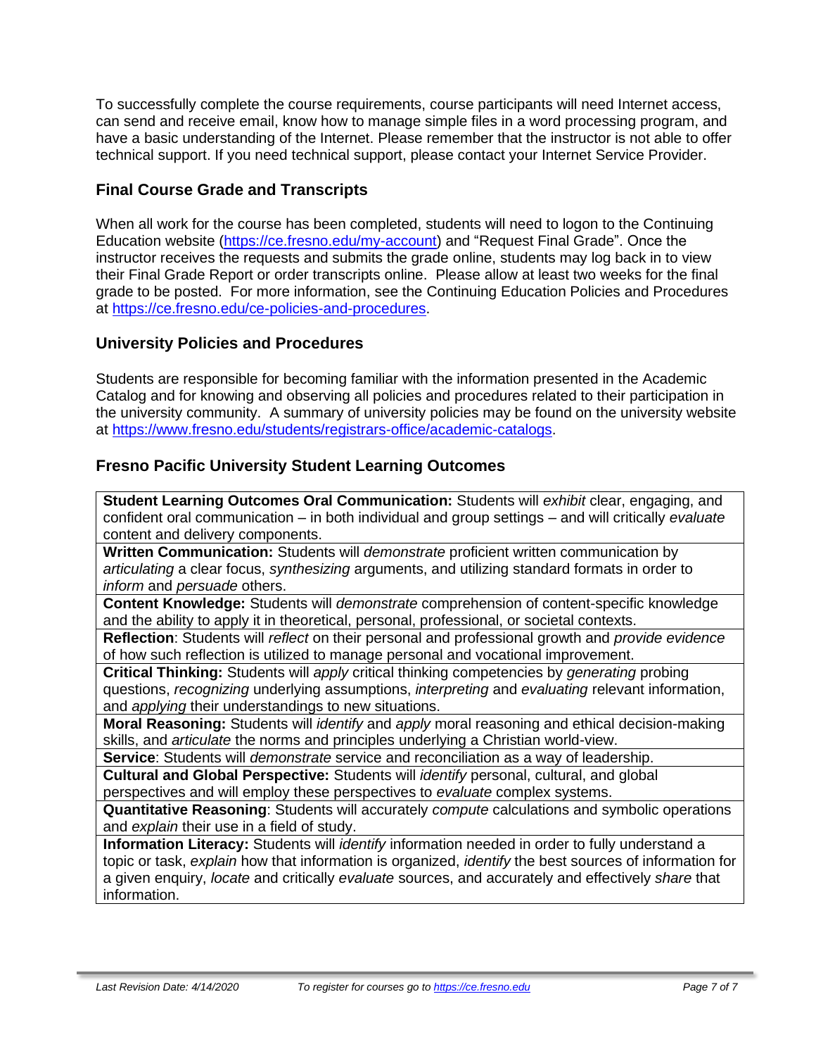To successfully complete the course requirements, course participants will need Internet access, can send and receive email, know how to manage simple files in a word processing program, and have a basic understanding of the Internet. Please remember that the instructor is not able to offer technical support. If you need technical support, please contact your Internet Service Provider.

## Final Course Grade and Transcripts

When all work for the course has been completed, students will need to logon to the Continuing Education website (https://ce.fresno.edu/my-account) and "Request Final Grade". Once the instructor receives the requests and submits the grade online, students may log back in to view their Final Grade Report or order transcripts online. Please allow at least two weeks for the final grade to be posted. For more information, see the Continuing Education Policies and Procedures at https://ce.fresno.edu/ce-policies-and-procedures.

## University Policies and Procedures

Students are responsible for becoming familiar with the information presented in the Academic Catalog and for knowing and observing all policies and procedures related to their participation in the university community. A summary of university policies may be found on the university website at https://www.fresno.edu/students/registrars-office/academic-catalogs.

## Fresno Pacific University Student Learning Outcomes

| |
|---|
| **Student Learning Outcomes Oral Communication:** Students will *exhibit* clear, engaging, and confident oral communication – in both individual and group settings – and will critically *evaluate* content and delivery components. |
| **Written Communication:** Students will *demonstrate* proficient written communication by *articulating* a clear focus, *synthesizing* arguments, and utilizing standard formats in order to *inform* and *persuade* others. |
| **Content Knowledge:** Students will *demonstrate* comprehension of content-specific knowledge and the ability to apply it in theoretical, personal, professional, or societal contexts. |
| **Reflection**: Students will *reflect* on their personal and professional growth and *provide evidence* of how such reflection is utilized to manage personal and vocational improvement. |
| **Critical Thinking:** Students will *apply* critical thinking competencies by *generating* probing questions, *recognizing* underlying assumptions, *interpreting* and *evaluating* relevant information, and *applying* their understandings to new situations. |
| **Moral Reasoning:** Students will *identify* and *apply* moral reasoning and ethical decision-making skills, and *articulate* the norms and principles underlying a Christian world-view. |
| **Service**: Students will *demonstrate* service and reconciliation as a way of leadership. |
| **Cultural and Global Perspective:** Students will *identify* personal, cultural, and global perspectives and will employ these perspectives to *evaluate* complex systems. |
| **Quantitative Reasoning**: Students will accurately *compute* calculations and symbolic operations and *explain* their use in a field of study. |
| **Information Literacy:** Students will *identify* information needed in order to fully understand a topic or task, *explain* how that information is organized, *identify* the best sources of information for a given enquiry, *locate* and critically *evaluate* sources, and accurately and effectively *share* that information. |